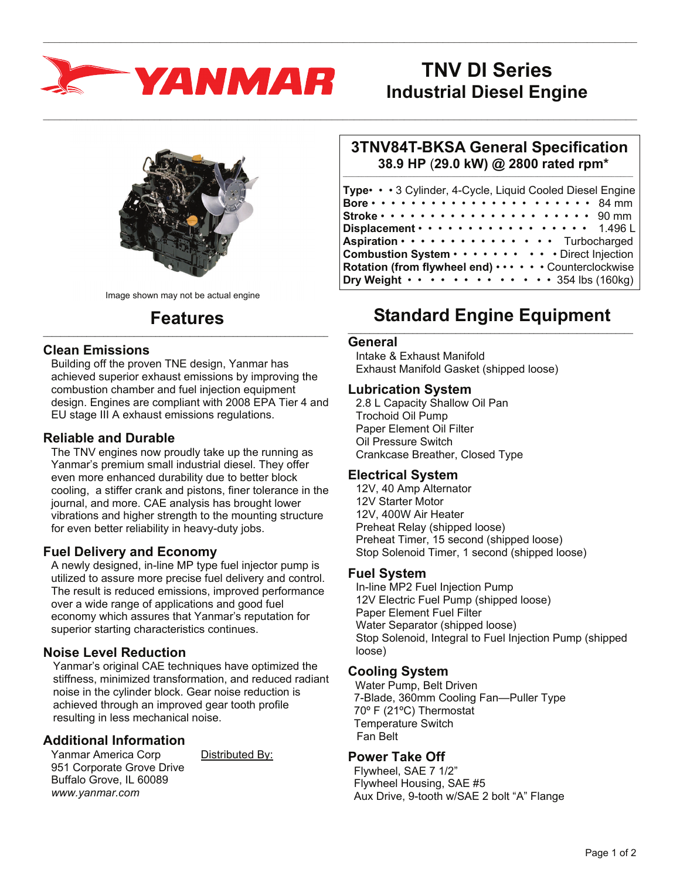# YANMAR

# TNV DI Series
# Industrial Diesel Engine

Image shown may not be actual engine

## 3TNV84T-BKSA General Specification
### 38.9 HP (29.0 kW) @ 2800 rated rpm*

| Specification | Value |
|---|---|
| **Type** | 3 Cylinder, 4-Cycle, Liquid Cooled Diesel Engine |
| **Bore** | 84 mm |
| **Stroke** | 90 mm |
| **Displacement** | 1.496 L |
| **Aspiration** | Turbocharged |
| **Combustion System** | Direct Injection |
| **Rotation (from flywheel end)** | Counterclockwise |
| **Dry Weight** | 354 lbs (160kg) |

## Features

### Clean Emissions

Building off the proven TNE design, Yanmar has achieved superior exhaust emissions by improving the combustion chamber and fuel injection equipment design. Engines are compliant with 2008 EPA Tier 4 and EU stage III A exhaust emissions regulations.

### Reliable and Durable

The TNV engines now proudly take up the running as Yanmar's premium small industrial diesel. They offer even more enhanced durability due to better block cooling, a stiffer crank and pistons, finer tolerance in the journal, and more. CAE analysis has brought lower vibrations and higher strength to the mounting structure for even better reliability in heavy-duty jobs.

### Fuel Delivery and Economy

A newly designed, in-line MP type fuel injector pump is utilized to assure more precise fuel delivery and control. The result is reduced emissions, improved performance over a wide range of applications and good fuel economy which assures that Yanmar's reputation for superior starting characteristics continues.

### Noise Level Reduction

Yanmar's original CAE techniques have optimized the stiffness, minimized transformation, and reduced radiant noise in the cylinder block. Gear noise reduction is achieved through an improved gear tooth profile resulting in less mechanical noise.

### Additional Information

Yanmar America Corp
951 Corporate Grove Drive
Buffalo Grove, IL 60089
*www.yanmar.com*

Distributed By:

## Standard Engine Equipment

### General

- Intake & Exhaust Manifold
- Exhaust Manifold Gasket (shipped loose)

### Lubrication System

- 2.8 L Capacity Shallow Oil Pan
- Trochoid Oil Pump
- Paper Element Oil Filter
- Oil Pressure Switch
- Crankcase Breather, Closed Type

### Electrical System

- 12V, 40 Amp Alternator
- 12V Starter Motor
- 12V, 400W Air Heater
- Preheat Relay (shipped loose)
- Preheat Timer, 15 second (shipped loose)
- Stop Solenoid Timer, 1 second (shipped loose)

### Fuel System

- In-line MP2 Fuel Injection Pump
- 12V Electric Fuel Pump (shipped loose)
- Paper Element Fuel Filter
- Water Separator (shipped loose)
- Stop Solenoid, Integral to Fuel Injection Pump (shipped loose)

### Cooling System

- Water Pump, Belt Driven
- 7-Blade, 360mm Cooling Fan—Puller Type
- 70º F (21ºC) Thermostat
- Temperature Switch
- Fan Belt

### Power Take Off

- Flywheel, SAE 7 1/2"
- Flywheel Housing, SAE #5
- Aux Drive, 9-tooth w/SAE 2 bolt "A" Flange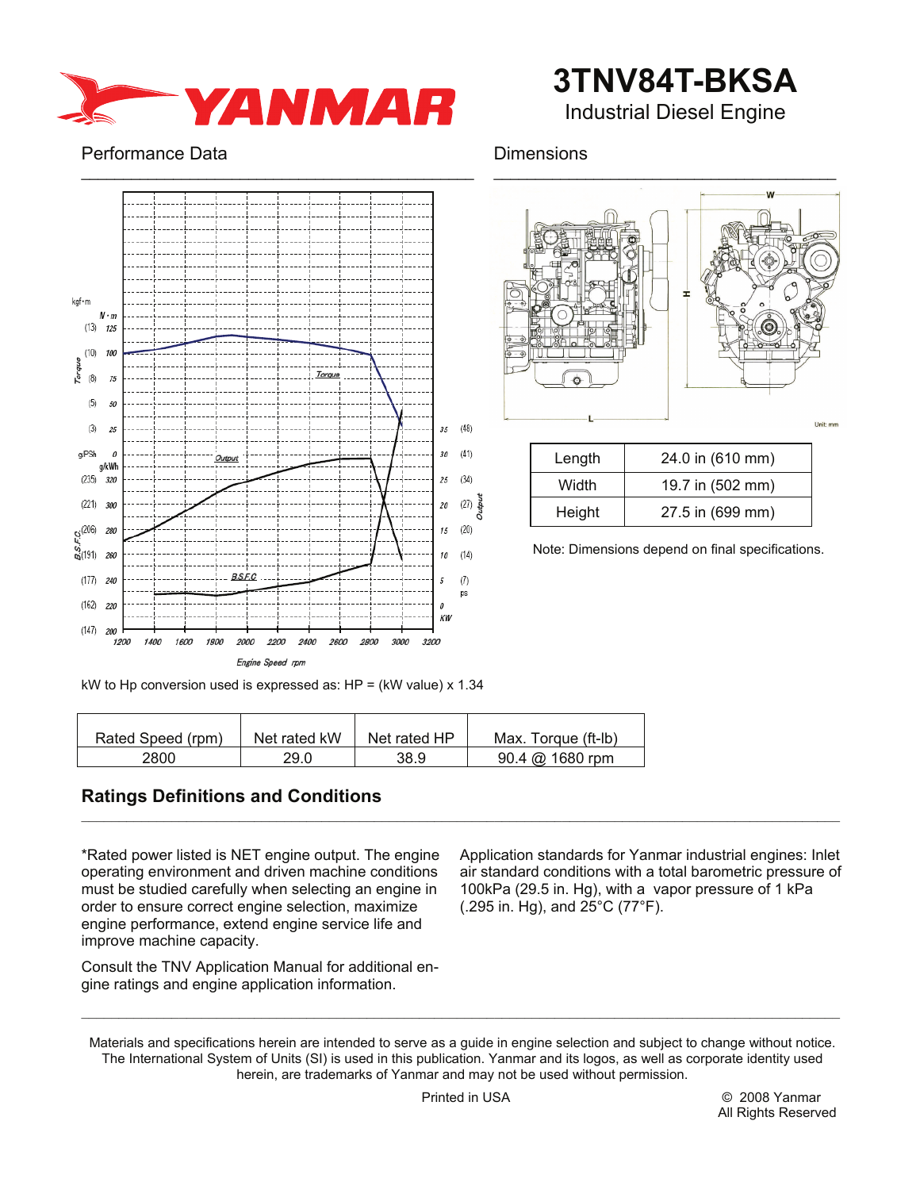# 3TNV84T-BKSA

Industrial Diesel Engine

## Performance Data

kgf·m

N·m

Torque

(13) 125

(10) 100

(8) 75

(5) 50

(3) 25

gPSh 0

g/kWh

(235) 320

(221) 300

(206) 280

(191) 260

(177) 240

(162) 220

(147) 200

B.S.F.C.

Torque

Output

B.S.F.C

35 (48)

30 (41)

25 (34)

20 (27)

15 (20)

10 (14)

5 (7)

ps

0

KW

Output

1200 1400 1600 1800 2000 2200 2400 2600 2800 3000 3200

Engine Speed rpm

kW to Hp conversion used is expressed as: HP = (kW value) x 1.34

| Rated Speed (rpm) | Net rated kW | Net rated HP | Max. Torque (ft-lb) |
|---|---|---|---|
| 2800 | 29.0 | 38.9 | 90.4 @ 1680 rpm |

## Dimensions

W

H

L

Unit: mm

| | |
|---|---|
| Length | 24.0 in (610 mm) |
| Width | 19.7 in (502 mm) |
| Height | 27.5 in (699 mm) |

Note: Dimensions depend on final specifications.

## Ratings Definitions and Conditions

*Rated power listed is NET engine output. The engine operating environment and driven machine conditions must be studied carefully when selecting an engine in order to ensure correct engine selection, maximize engine performance, extend engine service life and improve machine capacity.

Consult the TNV Application Manual for additional engine ratings and engine application information.

Application standards for Yanmar industrial engines: Inlet air standard conditions with a total barometric pressure of 100kPa (29.5 in. Hg), with a vapor pressure of 1 kPa (.295 in. Hg), and 25°C (77°F).

Materials and specifications herein are intended to serve as a guide in engine selection and subject to change without notice. The International System of Units (SI) is used in this publication. Yanmar and its logos, as well as corporate identity used herein, are trademarks of Yanmar and may not be used without permission.

Printed in USA

© 2008 Yanmar
All Rights Reserved